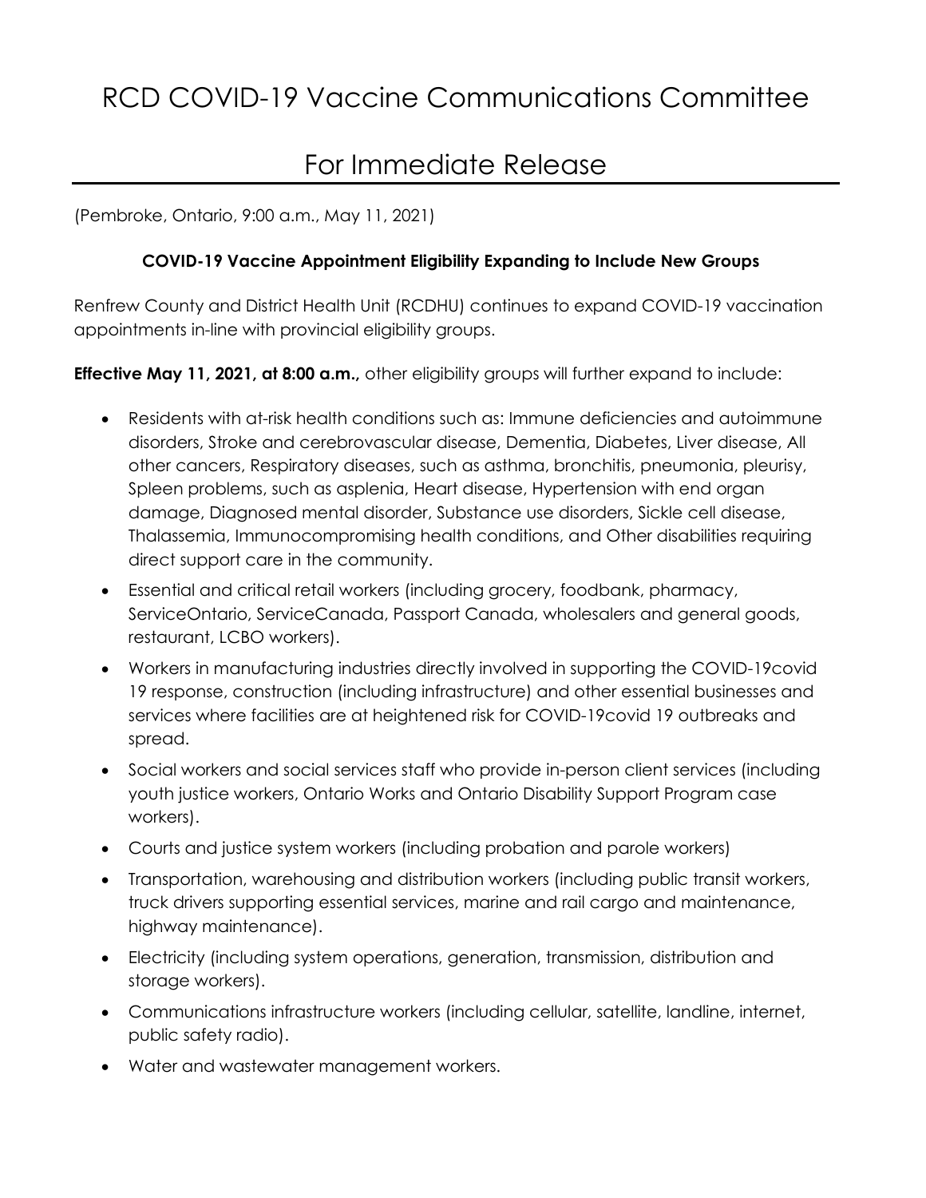# RCD COVID-19 Vaccine Communications Committee

## For Immediate Release

(Pembroke, Ontario, 9:00 a.m., May 11, 2021)

**COVID-19 Vaccine Appointment Eligibility Expanding to Include New Groups**

Renfrew County and District Health Unit (RCDHU) continues to expand COVID-19 vaccination appointments in-line with provincial eligibility groups.

**Effective May 11, 2021, at 8:00 a.m.,** other eligibility groups will further expand to include:

- Residents with at-risk health conditions such as: Immune deficiencies and autoimmune disorders, Stroke and cerebrovascular disease, Dementia, Diabetes, Liver disease, All other cancers, Respiratory diseases, such as asthma, bronchitis, pneumonia, pleurisy, Spleen problems, such as asplenia, Heart disease, Hypertension with end organ damage, Diagnosed mental disorder, Substance use disorders, Sickle cell disease, Thalassemia, Immunocompromising health conditions, and Other disabilities requiring direct support care in the community.
- Essential and critical retail workers (including grocery, foodbank, pharmacy, ServiceOntario, ServiceCanada, Passport Canada, wholesalers and general goods, restaurant, LCBO workers).
- Workers in manufacturing industries directly involved in supporting the COVID-19covid 19 response, construction (including infrastructure) and other essential businesses and services where facilities are at heightened risk for COVID-19covid 19 outbreaks and spread.
- Social workers and social services staff who provide in-person client services (including youth justice workers, Ontario Works and Ontario Disability Support Program case workers).
- Courts and justice system workers (including probation and parole workers)
- Transportation, warehousing and distribution workers (including public transit workers, truck drivers supporting essential services, marine and rail cargo and maintenance, highway maintenance).
- Electricity (including system operations, generation, transmission, distribution and storage workers).
- Communications infrastructure workers (including cellular, satellite, landline, internet, public safety radio).
- Water and wastewater management workers.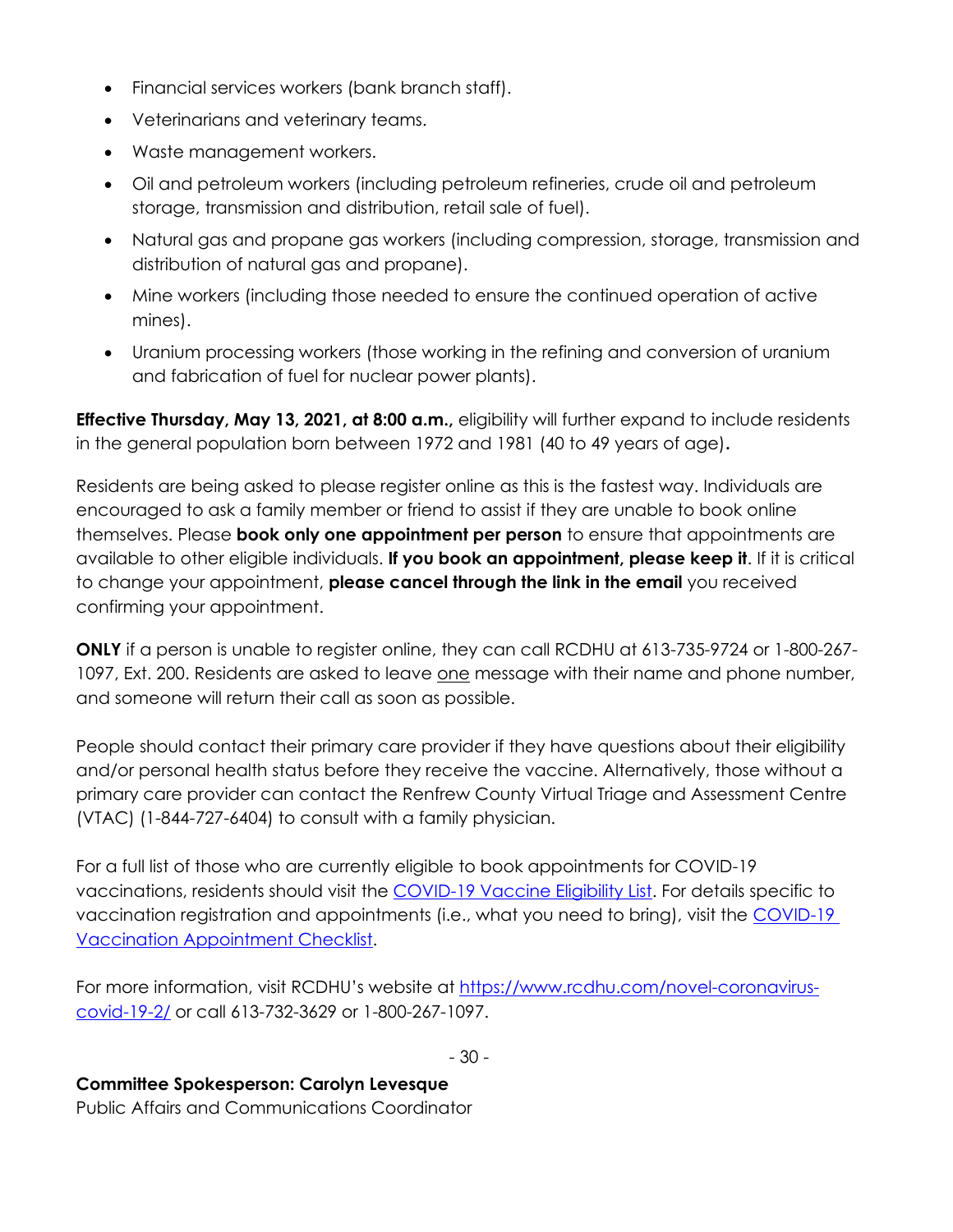- Financial services workers (bank branch staff).
- Veterinarians and veterinary teams.
- Waste management workers.
- Oil and petroleum workers (including petroleum refineries, crude oil and petroleum storage, transmission and distribution, retail sale of fuel).
- Natural gas and propane gas workers (including compression, storage, transmission and distribution of natural gas and propane).
- Mine workers (including those needed to ensure the continued operation of active mines).
- Uranium processing workers (those working in the refining and conversion of uranium and fabrication of fuel for nuclear power plants).

**Effective Thursday, May 13, 2021, at 8:00 a.m.,** eligibility will further expand to include residents in the general population born between 1972 and 1981 (40 to 49 years of age)**.**

Residents are being asked to please register online as this is the fastest way. Individuals are encouraged to ask a family member or friend to assist if they are unable to book online themselves. Please **book only one appointment per person** to ensure that appointments are available to other eligible individuals. **If you book an appointment, please keep it**. If it is critical to change your appointment, **please cancel through the link in the email** you received confirming your appointment.

**ONLY** if a person is unable to register online, they can call RCDHU at 613-735-9724 or 1-800-267-1097, Ext. 200. Residents are asked to leave <u>one</u> message with their name and phone number, and someone will return their call as soon as possible.

People should contact their primary care provider if they have questions about their eligibility and/or personal health status before they receive the vaccine. Alternatively, those without a primary care provider can contact the Renfrew County Virtual Triage and Assessment Centre (VTAC) (1-844-727-6404) to consult with a family physician.

For a full list of those who are currently eligible to book appointments for COVID-19 vaccinations, residents should visit the [COVID-19 Vaccine Eligibility List](). For details specific to vaccination registration and appointments (i.e., what you need to bring), visit the [COVID-19 Vaccination Appointment Checklist]().

For more information, visit RCDHU's website at [https://www.rcdhu.com/novel-coronavirus-covid-19-2/](https://www.rcdhu.com/novel-coronavirus-covid-19-2/) or call 613-732-3629 or 1-800-267-1097.

**Committee Spokesperson: Carolyn Levesque**
Public Affairs and Communications Coordinator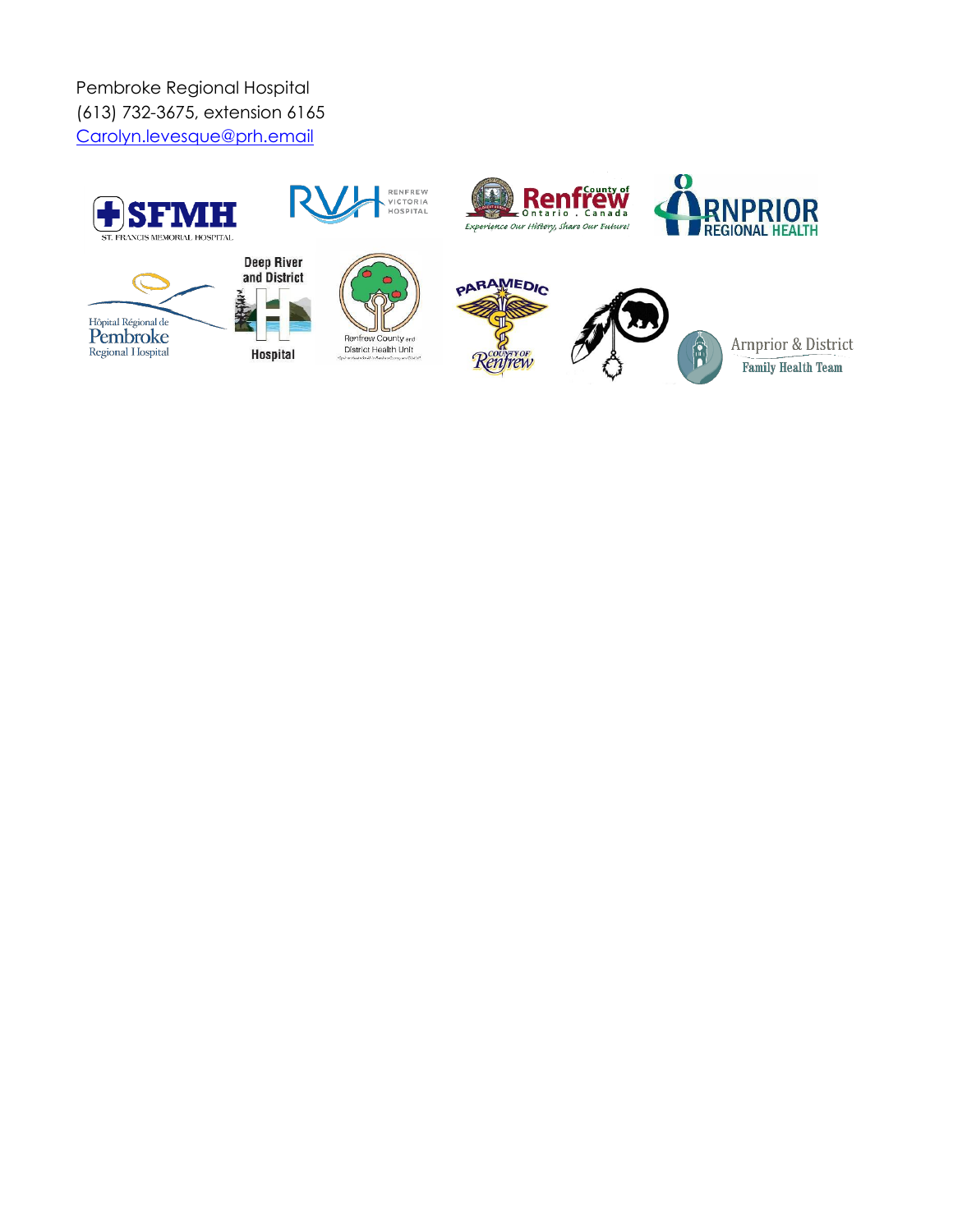Pembroke Regional Hospital
(613) 732-3675, extension 6165
Carolyn.levesque@prh.email